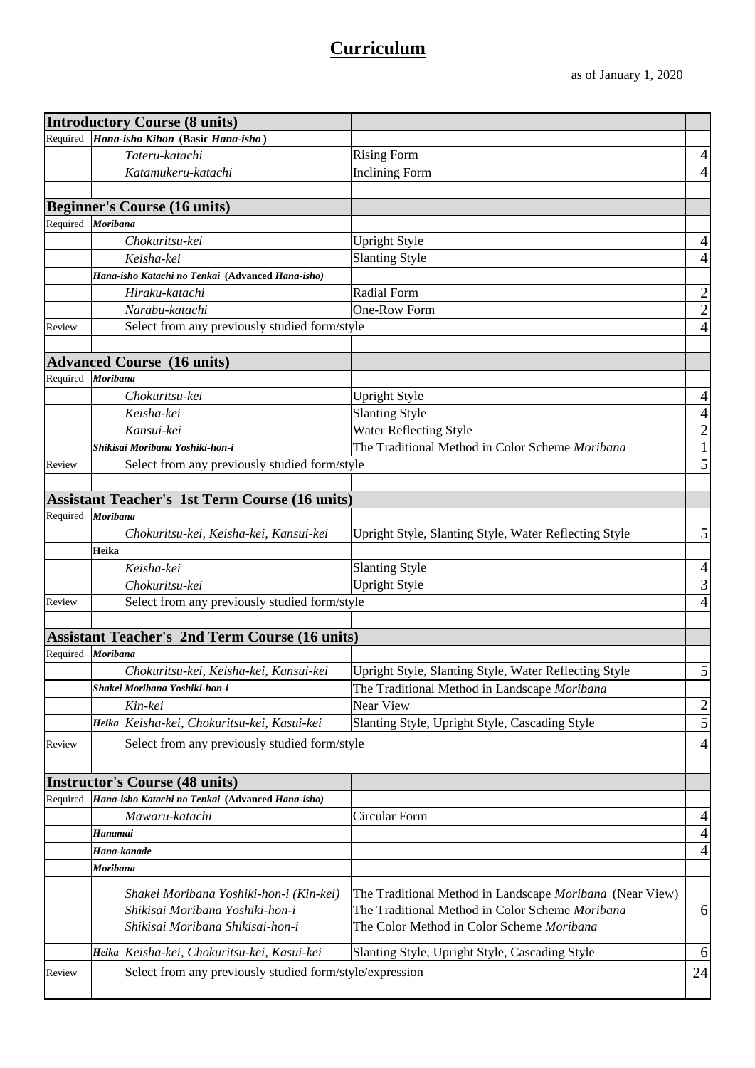# Curriculum

as of January 1, 2020

| | | | |
|---|---|---|---|
| **Introductory Course (8 units)** | | | |
| Required | ***Hana-isho Kihon* (Basic *Hana-isho*)** | | |
| | *Tateru-katachi* | Rising Form | 4 |
| | *Katamukeru-katachi* | Inclining Form | 4 |
| | | | |
| **Beginner's Course (16 units)** | | | |
| Required | ***Moribana*** | | |
| | *Chokuritsu-kei* | Upright Style | 4 |
| | *Keisha-kei* | Slanting Style | 4 |
| | ***Hana-isho Katachi no Tenkai* (Advanced *Hana-isho*)** | | |
| | *Hiraku-katachi* | Radial Form | 2 |
| | *Narabu-katachi* | One-Row Form | 2 |
| Review | Select from any previously studied form/style | | 4 |
| | | | |
| **Advanced Course (16 units)** | | | |
| Required | ***Moribana*** | | |
| | *Chokuritsu-kei* | Upright Style | 4 |
| | *Keisha-kei* | Slanting Style | 4 |
| | *Kansui-kei* | Water Reflecting Style | 2 |
| | ***Shikisai Moribana Yoshiki-hon-i*** | The Traditional Method in Color Scheme *Moribana* | 1 |
| Review | Select from any previously studied form/style | | 5 |
| | | | |
| **Assistant Teacher's 1st Term Course (16 units)** | | | |
| Required | ***Moribana*** | | |
| | *Chokuritsu-kei, Keisha-kei, Kansui-kei* | Upright Style, Slanting Style, Water Reflecting Style | 5 |
| | **Heika** | | |
| | *Keisha-kei* | Slanting Style | 4 |
| | *Chokuritsu-kei* | Upright Style | 3 |
| Review | Select from any previously studied form/style | | 4 |
| | | | |
| **Assistant Teacher's 2nd Term Course (16 units)** | | | |
| Required | ***Moribana*** | | |
| | *Chokuritsu-kei, Keisha-kei, Kansui-kei* | Upright Style, Slanting Style, Water Reflecting Style | 5 |
| | ***Shakei Moribana Yoshiki-hon-i*** | The Traditional Method in Landscape *Moribana* | |
| | *Kin-kei* | Near View | 2 |
| | ***Heika*** *Keisha-kei, Chokuritsu-kei, Kasui-kei* | Slanting Style, Upright Style, Cascading Style | 5 |
| Review | Select from any previously studied form/style | | 4 |
| | | | |
| **Instructor's Course (48 units)** | | | |
| Required | ***Hana-isho Katachi no Tenkai* (Advanced *Hana-isho*)** | | |
| | *Mawaru-katachi* | Circular Form | 4 |
| | ***Hanamai*** | | 4 |
| | ***Hana-kanade*** | | 4 |
| | ***Moribana*** | | |
| | *Shakei Moribana Yoshiki-hon-i (Kin-kei)*<br>*Shikisai Moribana Yoshiki-hon-i*<br>*Shikisai Moribana Shikisai-hon-i* | The Traditional Method in Landscape *Moribana* (Near View)<br>The Traditional Method in Color Scheme *Moribana*<br>The Color Method in Color Scheme *Moribana* | 6 |
| | ***Heika*** *Keisha-kei, Chokuritsu-kei, Kasui-kei* | Slanting Style, Upright Style, Cascading Style | 6 |
| Review | Select from any previously studied form/style/expression | | 24 |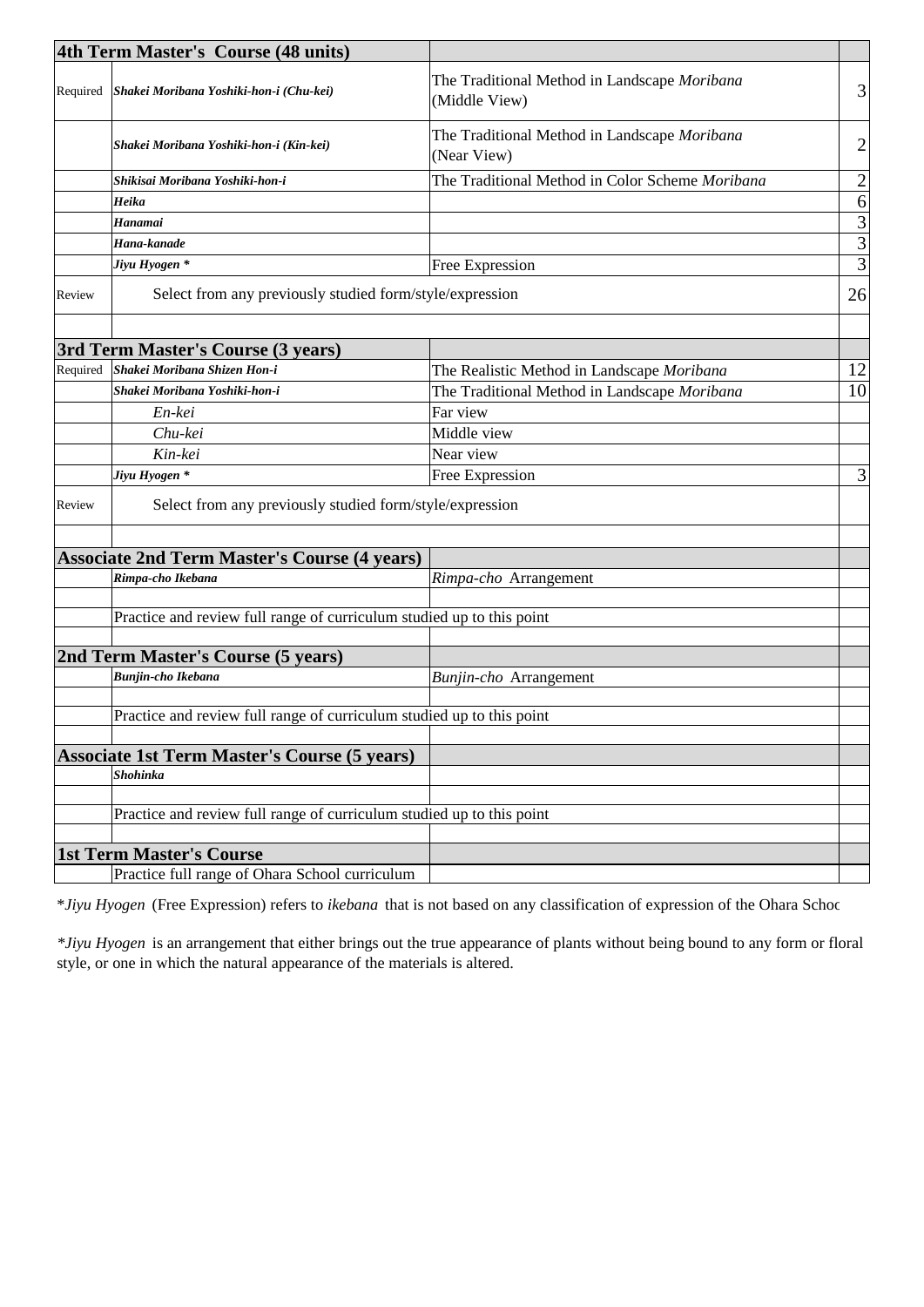| | | | |
|---|---|---|---|
| **4th Term Master's Course (48 units)** | | | |
| Required | ***Shakei Moribana Yoshiki-hon-i (Chu-kei)*** | The Traditional Method in Landscape *Moribana* (Middle View) | 3 |
| | ***Shakei Moribana Yoshiki-hon-i (Kin-kei)*** | The Traditional Method in Landscape *Moribana* (Near View) | 2 |
| | ***Shikisai Moribana Yoshiki-hon-i*** | The Traditional Method in Color Scheme *Moribana* | 2 |
| | ***Heika*** | | 6 |
| | ***Hanamai*** | | 3 |
| | ***Hana-kanade*** | | 3 |
| | ***Jiyu Hyogen **** | Free Expression | 3 |
| Review | Select from any previously studied form/style/expression | | 26 |
| | | | |
| **3rd Term Master's Course (3 years)** | | | |
| Required | ***Shakei Moribana Shizen Hon-i*** | The Realistic Method in Landscape *Moribana* | 12 |
| | ***Shakei Moribana Yoshiki-hon-i*** | The Traditional Method in Landscape *Moribana* | 10 |
| | *En-kei* | Far view | |
| | *Chu-kei* | Middle view | |
| | *Kin-kei* | Near view | |
| | ***Jiyu Hyogen **** | Free Expression | 3 |
| Review | Select from any previously studied form/style/expression | | |
| | | | |
| **Associate 2nd Term Master's Course (4 years)** | | | |
| | ***Rimpa-cho Ikebana*** | *Rimpa-cho* Arrangement | |
| | | | |
| | Practice and review full range of curriculum studied up to this point | | |
| | | | |
| **2nd Term Master's Course (5 years)** | | | |
| | ***Bunjin-cho Ikebana*** | *Bunjin-cho* Arrangement | |
| | | | |
| | Practice and review full range of curriculum studied up to this point | | |
| | | | |
| **Associate 1st Term Master's Course (5 years)** | | | |
| | ***Shohinka*** | | |
| | | | |
| | Practice and review full range of curriculum studied up to this point | | |
| | | | |
| **1st Term Master's Course** | | | |
| | Practice full range of Ohara School curriculum | | |

**Jiyu Hyogen* (Free Expression) refers to *ikebana* that is not based on any classification of expression of the Ohara Schoo

**Jiyu Hyogen* is an arrangement that either brings out the true appearance of plants without being bound to any form or floral style, or one in which the natural appearance of the materials is altered.